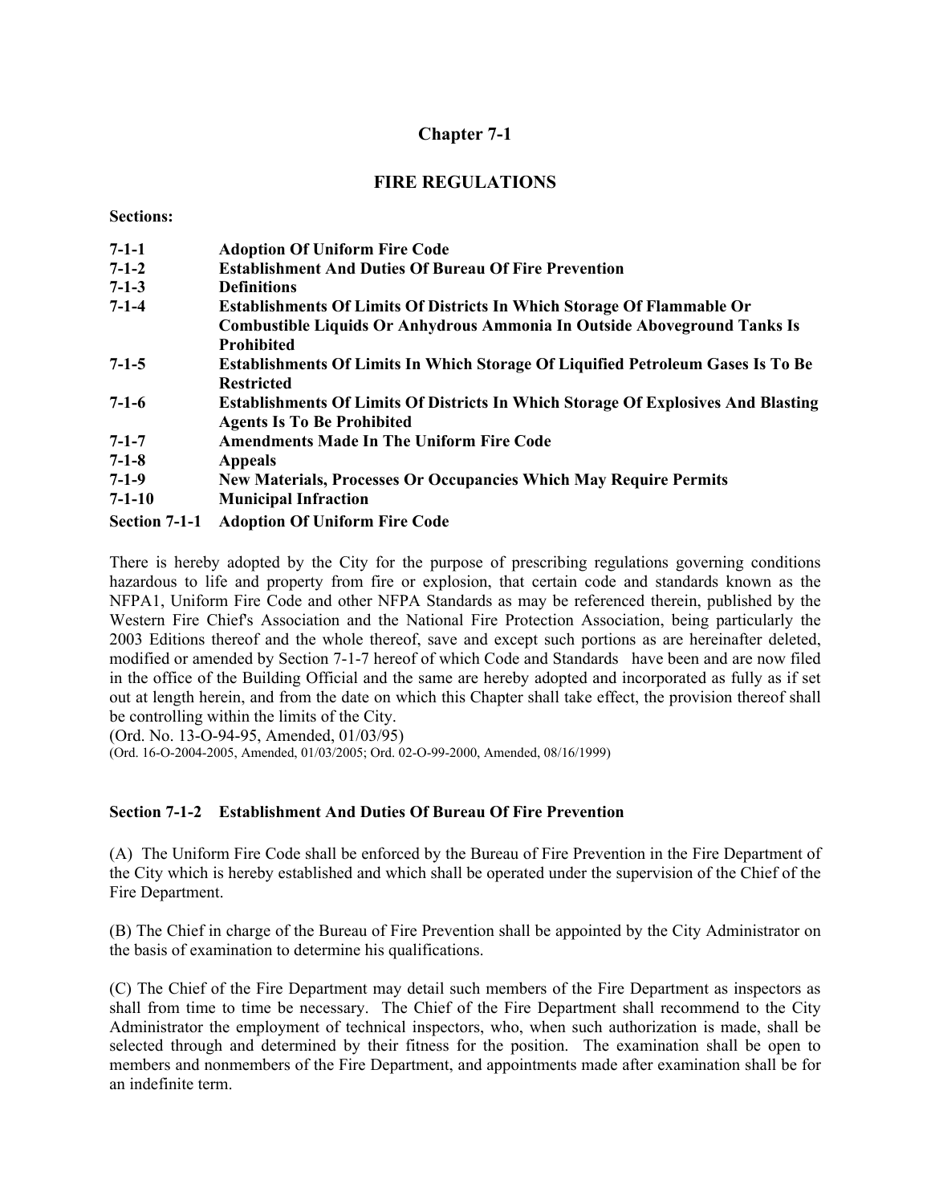# Chapter 7-1

## FIRE REGULATIONS

**Sections:**

| | |
|---|---|
| **7-1-1** | **Adoption Of Uniform Fire Code** |
| **7-1-2** | **Establishment And Duties Of Bureau Of Fire Prevention** |
| **7-1-3** | **Definitions** |
| **7-1-4** | **Establishments Of Limits Of Districts In Which Storage Of Flammable Or Combustible Liquids Or Anhydrous Ammonia In Outside Aboveground Tanks Is Prohibited** |
| **7-1-5** | **Establishments Of Limits In Which Storage Of Liquified Petroleum Gases Is To Be Restricted** |
| **7-1-6** | **Establishments Of Limits Of Districts In Which Storage Of Explosives And Blasting Agents Is To Be Prohibited** |
| **7-1-7** | **Amendments Made In The Uniform Fire Code** |
| **7-1-8** | **Appeals** |
| **7-1-9** | **New Materials, Processes Or Occupancies Which May Require Permits** |
| **7-1-10** | **Municipal Infraction** |

### Section 7-1-1 Adoption Of Uniform Fire Code

There is hereby adopted by the City for the purpose of prescribing regulations governing conditions hazardous to life and property from fire or explosion, that certain code and standards known as the NFPA1, Uniform Fire Code and other NFPA Standards as may be referenced therein, published by the Western Fire Chief's Association and the National Fire Protection Association, being particularly the 2003 Editions thereof and the whole thereof, save and except such portions as are hereinafter deleted, modified or amended by Section 7-1-7 hereof of which Code and Standards have been and are now filed in the office of the Building Official and the same are hereby adopted and incorporated as fully as if set out at length herein, and from the date on which this Chapter shall take effect, the provision thereof shall be controlling within the limits of the City.
(Ord. No. 13-O-94-95, Amended, 01/03/95)
(Ord. 16-O-2004-2005, Amended, 01/03/2005; Ord. 02-O-99-2000, Amended, 08/16/1999)

### Section 7-1-2 Establishment And Duties Of Bureau Of Fire Prevention

(A) The Uniform Fire Code shall be enforced by the Bureau of Fire Prevention in the Fire Department of the City which is hereby established and which shall be operated under the supervision of the Chief of the Fire Department.

(B) The Chief in charge of the Bureau of Fire Prevention shall be appointed by the City Administrator on the basis of examination to determine his qualifications.

(C) The Chief of the Fire Department may detail such members of the Fire Department as inspectors as shall from time to time be necessary. The Chief of the Fire Department shall recommend to the City Administrator the employment of technical inspectors, who, when such authorization is made, shall be selected through and determined by their fitness for the position. The examination shall be open to members and nonmembers of the Fire Department, and appointments made after examination shall be for an indefinite term.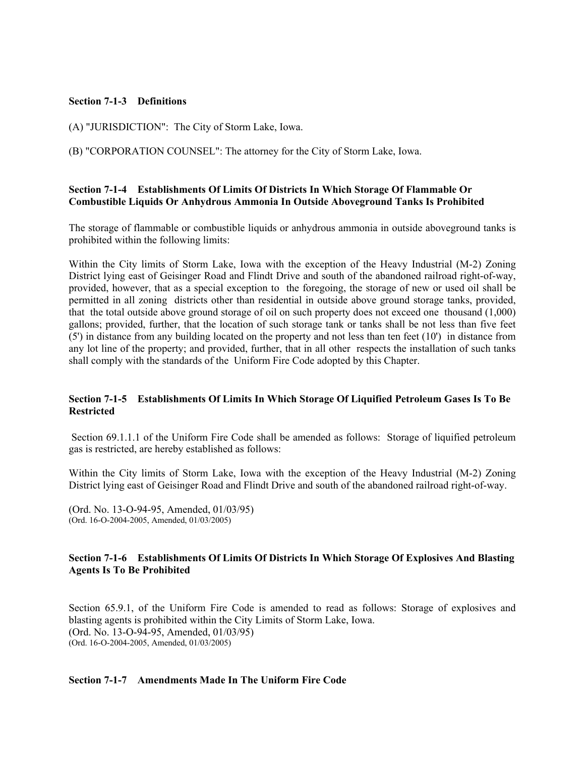### Section 7-1-3 Definitions

(A) "JURISDICTION": The City of Storm Lake, Iowa.

(B) "CORPORATION COUNSEL": The attorney for the City of Storm Lake, Iowa.

### Section 7-1-4 Establishments Of Limits Of Districts In Which Storage Of Flammable Or Combustible Liquids Or Anhydrous Ammonia In Outside Aboveground Tanks Is Prohibited

The storage of flammable or combustible liquids or anhydrous ammonia in outside aboveground tanks is prohibited within the following limits:

Within the City limits of Storm Lake, Iowa with the exception of the Heavy Industrial (M-2) Zoning District lying east of Geisinger Road and Flindt Drive and south of the abandoned railroad right-of-way, provided, however, that as a special exception to the foregoing, the storage of new or used oil shall be permitted in all zoning districts other than residential in outside above ground storage tanks, provided, that the total outside above ground storage of oil on such property does not exceed one thousand (1,000) gallons; provided, further, that the location of such storage tank or tanks shall be not less than five feet (5') in distance from any building located on the property and not less than ten feet (10') in distance from any lot line of the property; and provided, further, that in all other respects the installation of such tanks shall comply with the standards of the Uniform Fire Code adopted by this Chapter.

### Section 7-1-5 Establishments Of Limits In Which Storage Of Liquified Petroleum Gases Is To Be Restricted

Section 69.1.1.1 of the Uniform Fire Code shall be amended as follows: Storage of liquified petroleum gas is restricted, are hereby established as follows:

Within the City limits of Storm Lake, Iowa with the exception of the Heavy Industrial (M-2) Zoning District lying east of Geisinger Road and Flindt Drive and south of the abandoned railroad right-of-way.

(Ord. No. 13-O-94-95, Amended, 01/03/95)
(Ord. 16-O-2004-2005, Amended, 01/03/2005)

### Section 7-1-6 Establishments Of Limits Of Districts In Which Storage Of Explosives And Blasting Agents Is To Be Prohibited

Section 65.9.1, of the Uniform Fire Code is amended to read as follows: Storage of explosives and blasting agents is prohibited within the City Limits of Storm Lake, Iowa.
(Ord. No. 13-O-94-95, Amended, 01/03/95)
(Ord. 16-O-2004-2005, Amended, 01/03/2005)

### Section 7-1-7 Amendments Made In The Uniform Fire Code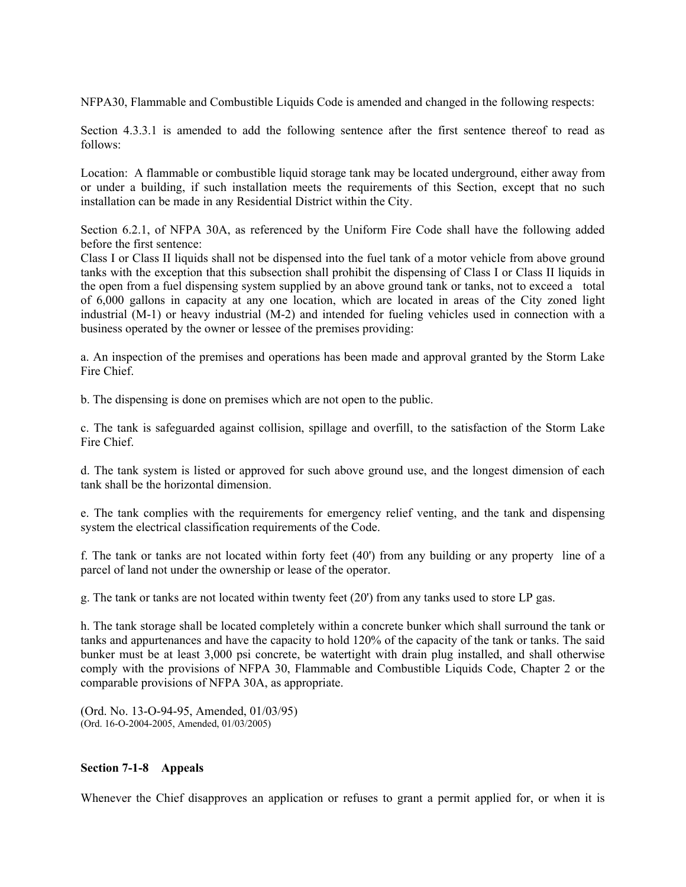NFPA30, Flammable and Combustible Liquids Code is amended and changed in the following respects:

Section 4.3.3.1 is amended to add the following sentence after the first sentence thereof to read as follows:

Location: A flammable or combustible liquid storage tank may be located underground, either away from or under a building, if such installation meets the requirements of this Section, except that no such installation can be made in any Residential District within the City.

Section 6.2.1, of NFPA 30A, as referenced by the Uniform Fire Code shall have the following added before the first sentence:

Class I or Class II liquids shall not be dispensed into the fuel tank of a motor vehicle from above ground tanks with the exception that this subsection shall prohibit the dispensing of Class I or Class II liquids in the open from a fuel dispensing system supplied by an above ground tank or tanks, not to exceed a total of 6,000 gallons in capacity at any one location, which are located in areas of the City zoned light industrial (M-1) or heavy industrial (M-2) and intended for fueling vehicles used in connection with a business operated by the owner or lessee of the premises providing:

a. An inspection of the premises and operations has been made and approval granted by the Storm Lake Fire Chief.

b. The dispensing is done on premises which are not open to the public.

c. The tank is safeguarded against collision, spillage and overfill, to the satisfaction of the Storm Lake Fire Chief.

d. The tank system is listed or approved for such above ground use, and the longest dimension of each tank shall be the horizontal dimension.

e. The tank complies with the requirements for emergency relief venting, and the tank and dispensing system the electrical classification requirements of the Code.

f. The tank or tanks are not located within forty feet (40') from any building or any property line of a parcel of land not under the ownership or lease of the operator.

g. The tank or tanks are not located within twenty feet (20') from any tanks used to store LP gas.

h. The tank storage shall be located completely within a concrete bunker which shall surround the tank or tanks and appurtenances and have the capacity to hold 120% of the capacity of the tank or tanks. The said bunker must be at least 3,000 psi concrete, be watertight with drain plug installed, and shall otherwise comply with the provisions of NFPA 30, Flammable and Combustible Liquids Code, Chapter 2 or the comparable provisions of NFPA 30A, as appropriate.

(Ord. No. 13-O-94-95, Amended, 01/03/95)
(Ord. 16-O-2004-2005, Amended, 01/03/2005)

**Section 7-1-8 Appeals**

Whenever the Chief disapproves an application or refuses to grant a permit applied for, or when it is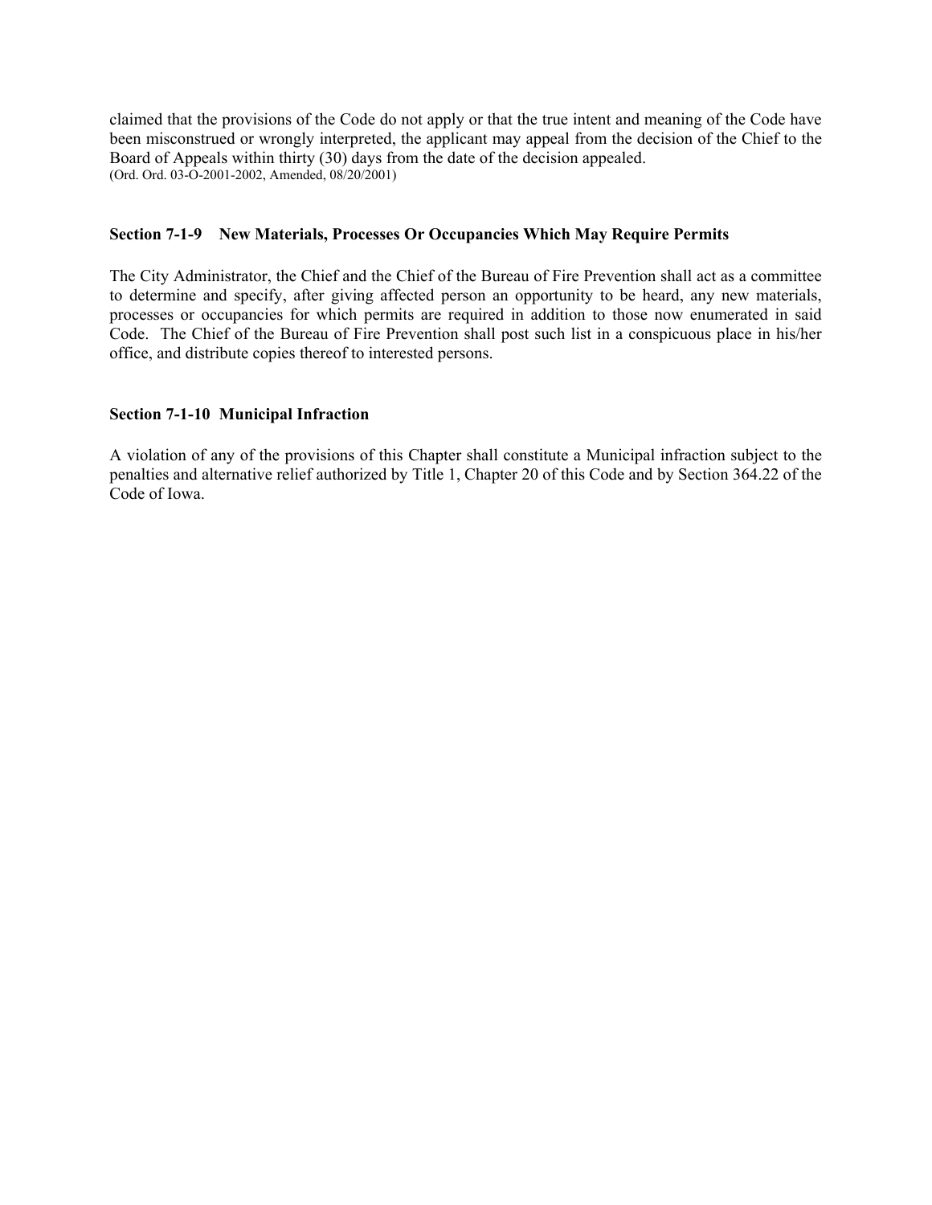claimed that the provisions of the Code do not apply or that the true intent and meaning of the Code have been misconstrued or wrongly interpreted, the applicant may appeal from the decision of the Chief to the Board of Appeals within thirty (30) days from the date of the decision appealed.
(Ord. Ord. 03-O-2001-2002, Amended, 08/20/2001)

### Section 7-1-9 New Materials, Processes Or Occupancies Which May Require Permits

The City Administrator, the Chief and the Chief of the Bureau of Fire Prevention shall act as a committee to determine and specify, after giving affected person an opportunity to be heard, any new materials, processes or occupancies for which permits are required in addition to those now enumerated in said Code. The Chief of the Bureau of Fire Prevention shall post such list in a conspicuous place in his/her office, and distribute copies thereof to interested persons.

### Section 7-1-10 Municipal Infraction

A violation of any of the provisions of this Chapter shall constitute a Municipal infraction subject to the penalties and alternative relief authorized by Title 1, Chapter 20 of this Code and by Section 364.22 of the Code of Iowa.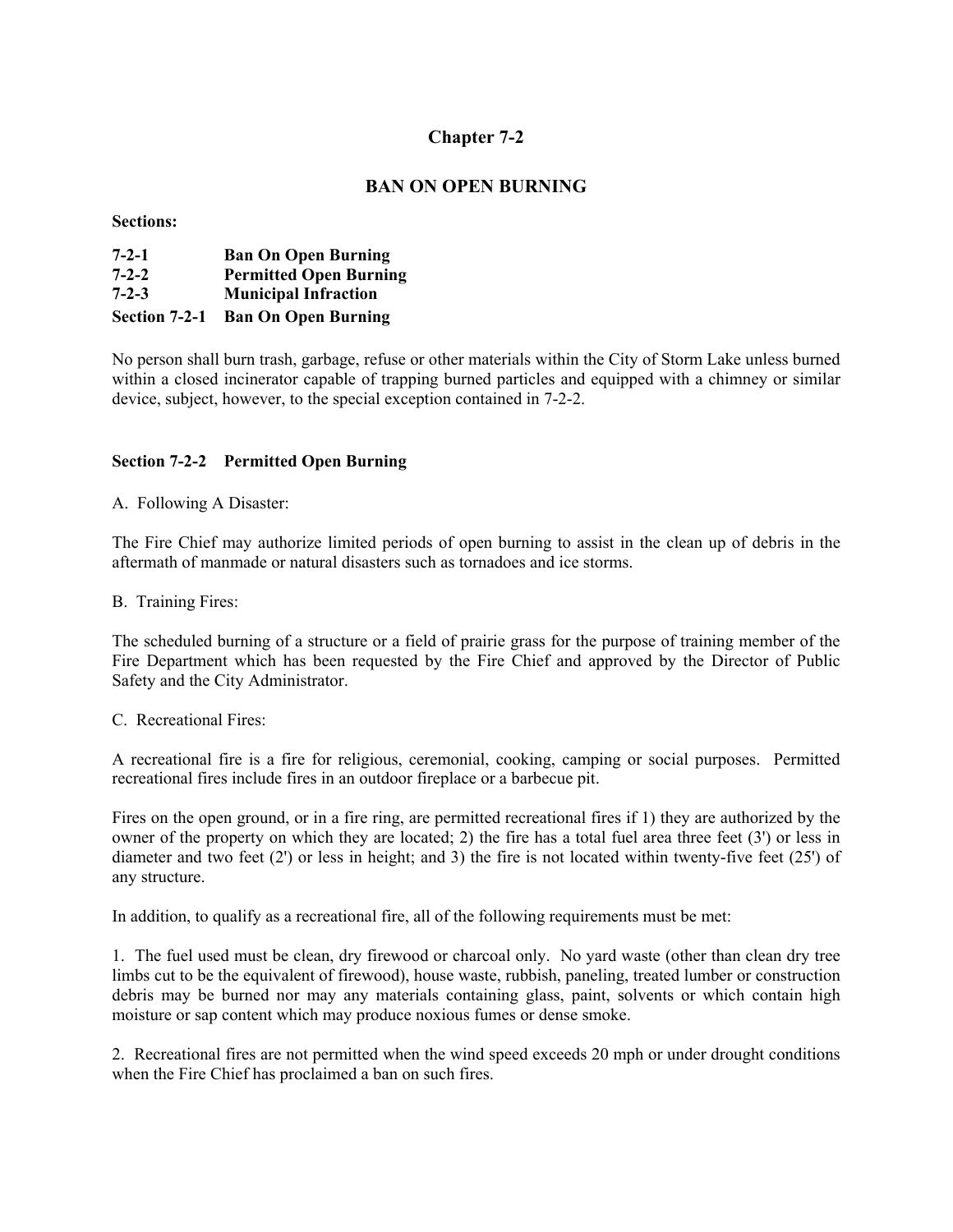# Chapter 7-2

## BAN ON OPEN BURNING

**Sections:**

**7-2-1 Ban On Open Burning**
**7-2-2 Permitted Open Burning**
**7-2-3 Municipal Infraction**

**Section 7-2-1 Ban On Open Burning**

No person shall burn trash, garbage, refuse or other materials within the City of Storm Lake unless burned within a closed incinerator capable of trapping burned particles and equipped with a chimney or similar device, subject, however, to the special exception contained in 7-2-2.

**Section 7-2-2 Permitted Open Burning**

A. Following A Disaster:

The Fire Chief may authorize limited periods of open burning to assist in the clean up of debris in the aftermath of manmade or natural disasters such as tornadoes and ice storms.

B. Training Fires:

The scheduled burning of a structure or a field of prairie grass for the purpose of training member of the Fire Department which has been requested by the Fire Chief and approved by the Director of Public Safety and the City Administrator.

C. Recreational Fires:

A recreational fire is a fire for religious, ceremonial, cooking, camping or social purposes. Permitted recreational fires include fires in an outdoor fireplace or a barbecue pit.

Fires on the open ground, or in a fire ring, are permitted recreational fires if 1) they are authorized by the owner of the property on which they are located; 2) the fire has a total fuel area three feet (3') or less in diameter and two feet (2') or less in height; and 3) the fire is not located within twenty-five feet (25') of any structure.

In addition, to qualify as a recreational fire, all of the following requirements must be met:

1. The fuel used must be clean, dry firewood or charcoal only. No yard waste (other than clean dry tree limbs cut to be the equivalent of firewood), house waste, rubbish, paneling, treated lumber or construction debris may be burned nor may any materials containing glass, paint, solvents or which contain high moisture or sap content which may produce noxious fumes or dense smoke.

2. Recreational fires are not permitted when the wind speed exceeds 20 mph or under drought conditions when the Fire Chief has proclaimed a ban on such fires.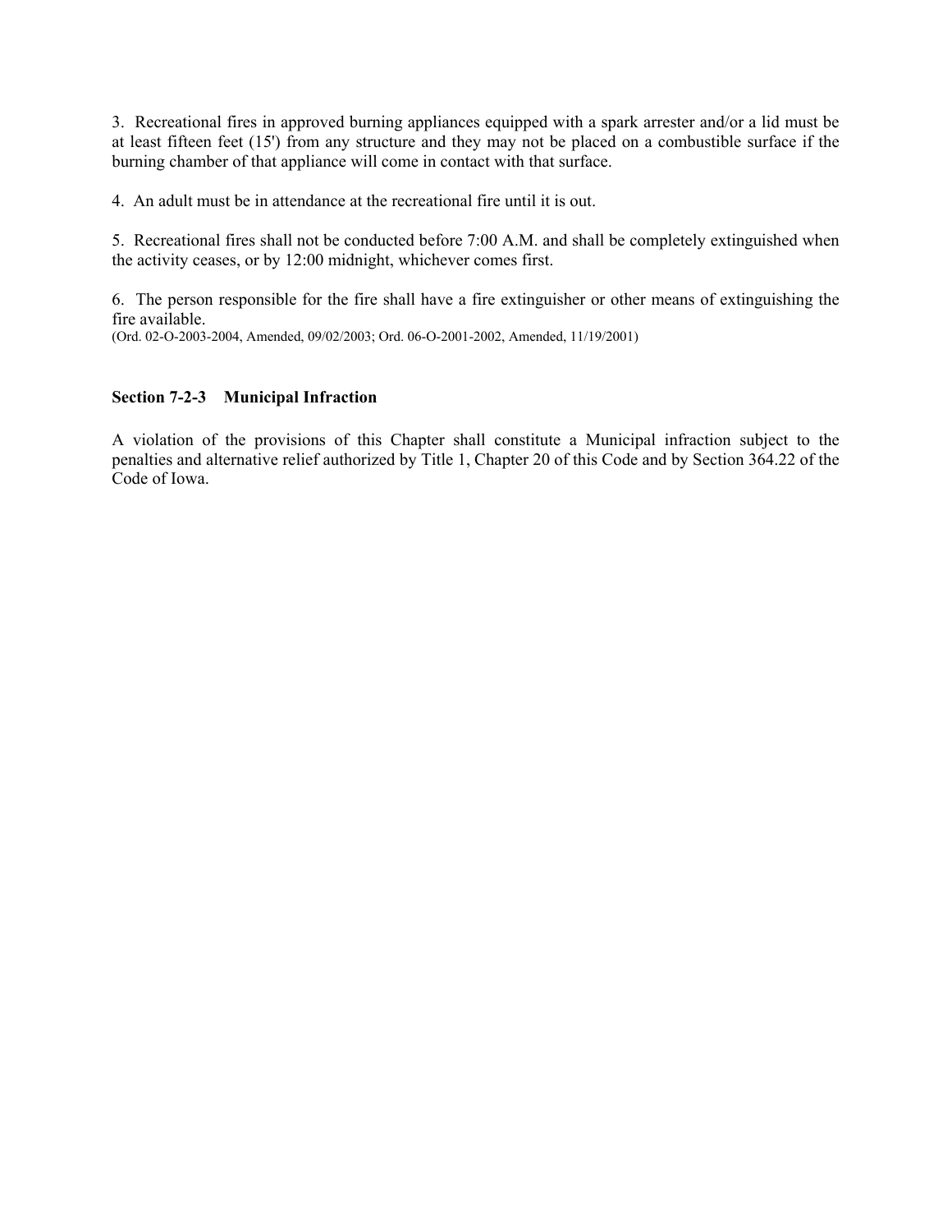3. Recreational fires in approved burning appliances equipped with a spark arrester and/or a lid must be at least fifteen feet (15') from any structure and they may not be placed on a combustible surface if the burning chamber of that appliance will come in contact with that surface.

4. An adult must be in attendance at the recreational fire until it is out.

5. Recreational fires shall not be conducted before 7:00 A.M. and shall be completely extinguished when the activity ceases, or by 12:00 midnight, whichever comes first.

6. The person responsible for the fire shall have a fire extinguisher or other means of extinguishing the fire available.
(Ord. 02-O-2003-2004, Amended, 09/02/2003; Ord. 06-O-2001-2002, Amended, 11/19/2001)

**Section 7-2-3 Municipal Infraction**

A violation of the provisions of this Chapter shall constitute a Municipal infraction subject to the penalties and alternative relief authorized by Title 1, Chapter 20 of this Code and by Section 364.22 of the Code of Iowa.